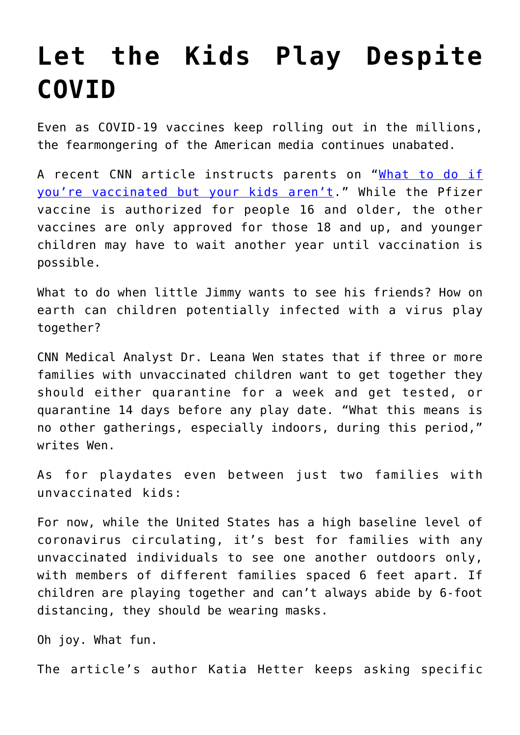# Let the Kids Play Despite COVID

Even as COVID-19 vaccines keep rolling out in the millions, the fearmongering of the American media continues unabated.

A recent CNN article instructs parents on "[What to do if you're vaccinated but your kids aren't](#)." While the Pfizer vaccine is authorized for people 16 and older, the other vaccines are only approved for those 18 and up, and younger children may have to wait another year until vaccination is possible.

What to do when little Jimmy wants to see his friends? How on earth can children potentially infected with a virus play together?

CNN Medical Analyst Dr. Leana Wen states that if three or more families with unvaccinated children want to get together they should either quarantine for a week and get tested, or quarantine 14 days before any play date. "What this means is no other gatherings, especially indoors, during this period," writes Wen.

As for playdates even between just two families with unvaccinated kids:

For now, while the United States has a high baseline level of coronavirus circulating, it's best for families with any unvaccinated individuals to see one another outdoors only, with members of different families spaced 6 feet apart. If children are playing together and can't always abide by 6-foot distancing, they should be wearing masks.

Oh joy. What fun.

The article's author Katia Hetter keeps asking specific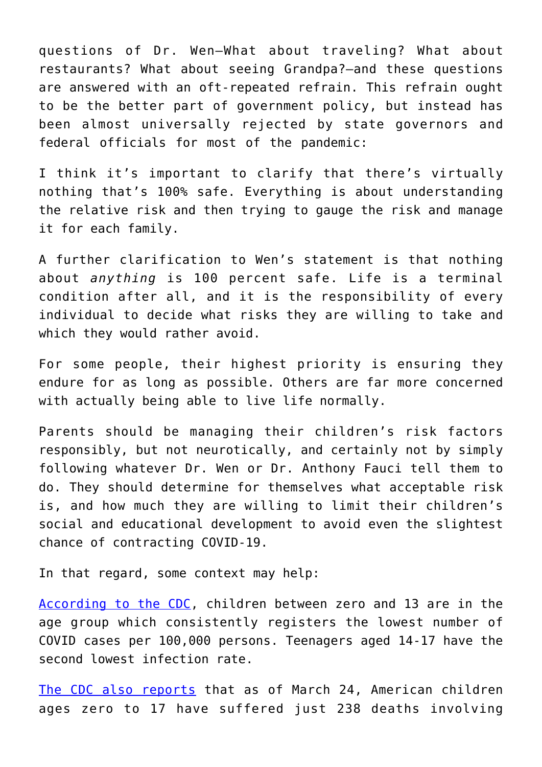questions of Dr. Wen—What about traveling? What about restaurants? What about seeing Grandpa?—and these questions are answered with an oft-repeated refrain. This refrain ought to be the better part of government policy, but instead has been almost universally rejected by state governors and federal officials for most of the pandemic:

I think it's important to clarify that there's virtually nothing that's 100% safe. Everything is about understanding the relative risk and then trying to gauge the risk and manage it for each family.

A further clarification to Wen's statement is that nothing about *anything* is 100 percent safe. Life is a terminal condition after all, and it is the responsibility of every individual to decide what risks they are willing to take and which they would rather avoid.

For some people, their highest priority is ensuring they endure for as long as possible. Others are far more concerned with actually being able to live life normally.

Parents should be managing their children's risk factors responsibly, but not neurotically, and certainly not by simply following whatever Dr. Wen or Dr. Anthony Fauci tell them to do. They should determine for themselves what acceptable risk is, and how much they are willing to limit their children's social and educational development to avoid even the slightest chance of contracting COVID-19.

In that regard, some context may help:

According to the CDC, children between zero and 13 are in the age group which consistently registers the lowest number of COVID cases per 100,000 persons. Teenagers aged 14-17 have the second lowest infection rate.

The CDC also reports that as of March 24, American children ages zero to 17 have suffered just 238 deaths involving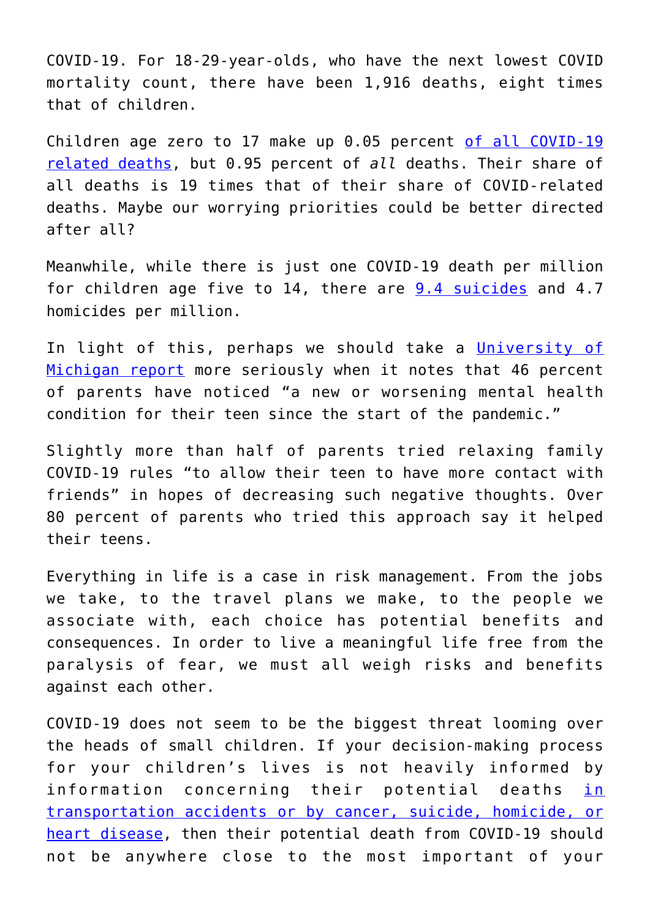COVID-19. For 18-29-year-olds, who have the next lowest COVID mortality count, there have been 1,916 deaths, eight times that of children.

Children age zero to 17 make up 0.05 percent [of all COVID-19 related deaths](), but 0.95 percent of *all* deaths. Their share of all deaths is 19 times that of their share of COVID-related deaths. Maybe our worrying priorities could be better directed after all?

Meanwhile, while there is just one COVID-19 death per million for children age five to 14, there are [9.4 suicides]() and 4.7 homicides per million.

In light of this, perhaps we should take a [University of Michigan report]() more seriously when it notes that 46 percent of parents have noticed "a new or worsening mental health condition for their teen since the start of the pandemic."

Slightly more than half of parents tried relaxing family COVID-19 rules "to allow their teen to have more contact with friends" in hopes of decreasing such negative thoughts. Over 80 percent of parents who tried this approach say it helped their teens.

Everything in life is a case in risk management. From the jobs we take, to the travel plans we make, to the people we associate with, each choice has potential benefits and consequences. In order to live a meaningful life free from the paralysis of fear, we must all weigh risks and benefits against each other.

COVID-19 does not seem to be the biggest threat looming over the heads of small children. If your decision-making process for your children's lives is not heavily informed by information concerning their potential deaths [in transportation accidents or by cancer, suicide, homicide, or heart disease](), then their potential death from COVID-19 should not be anywhere close to the most important of your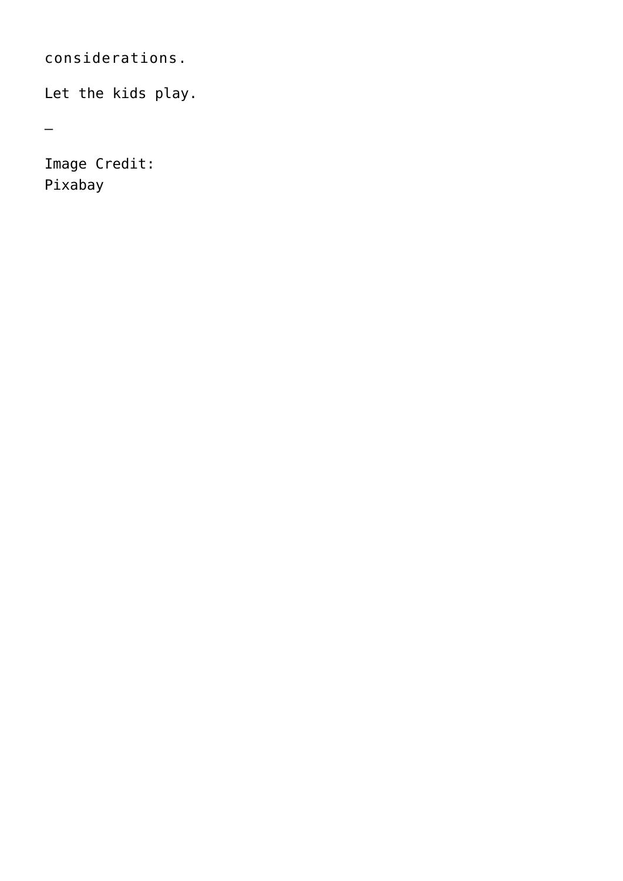considerations.

Let the kids play.

—

Image Credit:
Pixabay